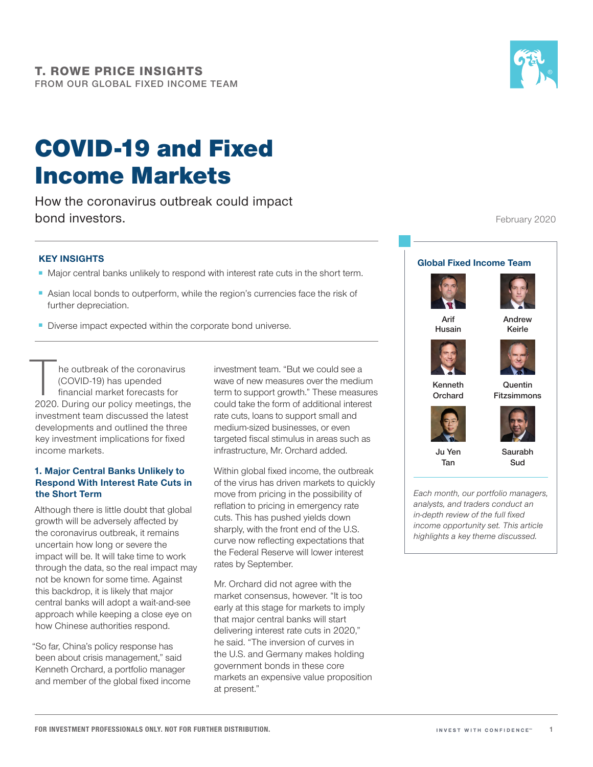**T. ROWE PRICE INSIGHTS**
FROM OUR GLOBAL FIXED INCOME TEAM

# COVID-19 and Fixed Income Markets

How the coronavirus outbreak could impact bond investors.

February 2020

### KEY INSIGHTS

- Major central banks unlikely to respond with interest rate cuts in the short term.
- Asian local bonds to outperform, while the region's currencies face the risk of further depreciation.
- Diverse impact expected within the corporate bond universe.

The outbreak of the coronavirus (COVID-19) has upended financial market forecasts for 2020. During our policy meetings, the investment team discussed the latest developments and outlined the three key investment implications for fixed income markets.

## 1. Major Central Banks Unlikely to Respond With Interest Rate Cuts in the Short Term

Although there is little doubt that global growth will be adversely affected by the coronavirus outbreak, it remains uncertain how long or severe the impact will be. It will take time to work through the data, so the real impact may not be known for some time. Against this backdrop, it is likely that major central banks will adopt a wait-and-see approach while keeping a close eye on how Chinese authorities respond.

"So far, China's policy response has been about crisis management," said Kenneth Orchard, a portfolio manager and member of the global fixed income investment team. "But we could see a wave of new measures over the medium term to support growth." These measures could take the form of additional interest rate cuts, loans to support small and medium-sized businesses, or even targeted fiscal stimulus in areas such as infrastructure, Mr. Orchard added.

Within global fixed income, the outbreak of the virus has driven markets to quickly move from pricing in the possibility of reflation to pricing in emergency rate cuts. This has pushed yields down sharply, with the front end of the U.S. curve now reflecting expectations that the Federal Reserve will lower interest rates by September.

Mr. Orchard did not agree with the market consensus, however. "It is too early at this stage for markets to imply that major central banks will start delivering interest rate cuts in 2020," he said. "The inversion of curves in the U.S. and Germany makes holding government bonds in these core markets an expensive value proposition at present."

**Global Fixed Income Team**

Arif Husain
Andrew Keirle
Kenneth Orchard
Quentin Fitzsimmons
Ju Yen Tan
Saurabh Sud

*Each month, our portfolio managers, analysts, and traders conduct an in-depth review of the full fixed income opportunity set. This article highlights a key theme discussed.*

FOR INVESTMENT PROFESSIONALS ONLY. NOT FOR FURTHER DISTRIBUTION.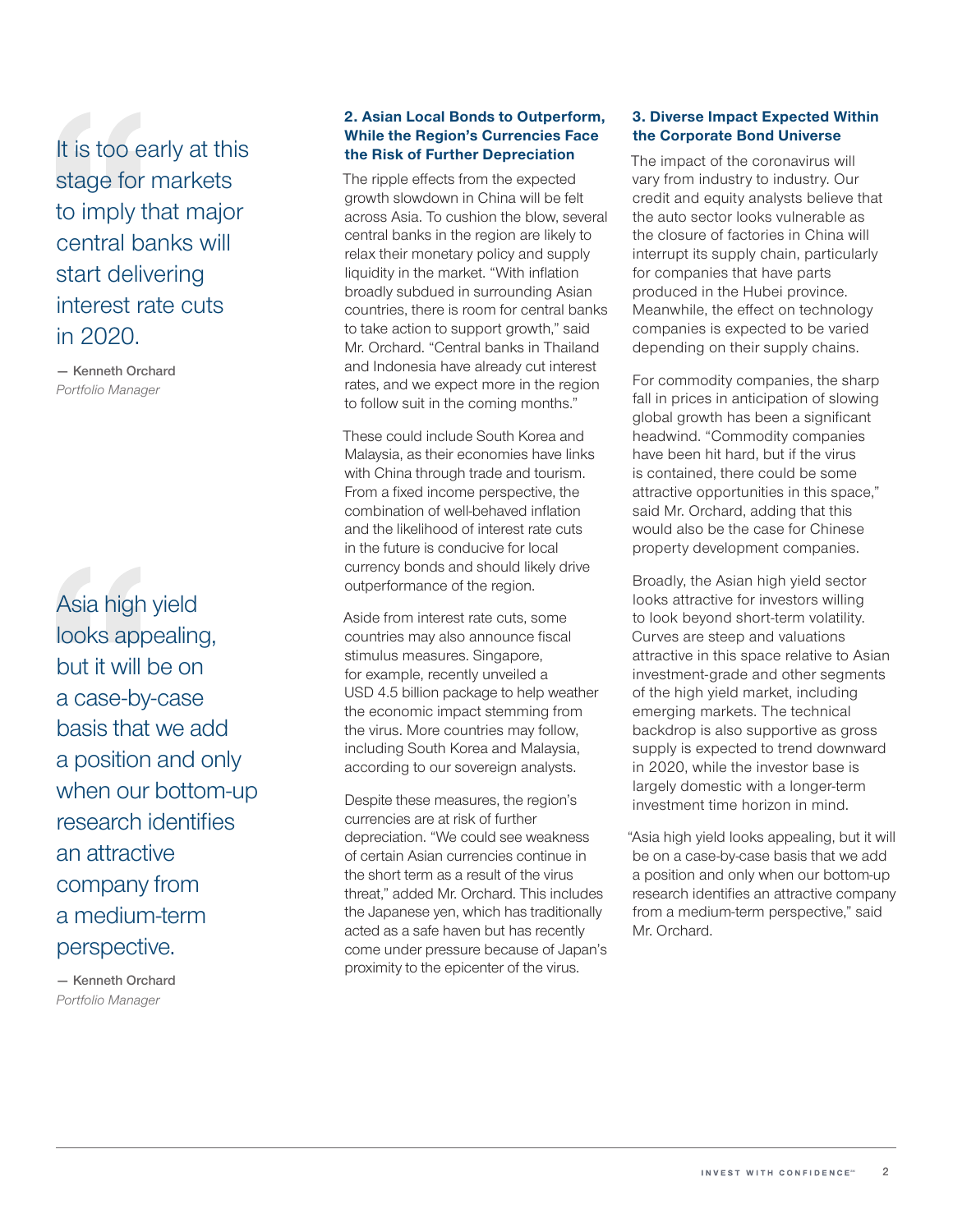> It is too early at this stage for markets to imply that major central banks will start delivering interest rate cuts in 2020.
>
> — Kenneth Orchard
> *Portfolio Manager*

> Asia high yield looks appealing, but it will be on a case-by-case basis that we add a position and only when our bottom-up research identifies an attractive company from a medium-term perspective.
>
> — Kenneth Orchard
> *Portfolio Manager*

### 2. Asian Local Bonds to Outperform, While the Region's Currencies Face the Risk of Further Depreciation

The ripple effects from the expected growth slowdown in China will be felt across Asia. To cushion the blow, several central banks in the region are likely to relax their monetary policy and supply liquidity in the market. "With inflation broadly subdued in surrounding Asian countries, there is room for central banks to take action to support growth," said Mr. Orchard. "Central banks in Thailand and Indonesia have already cut interest rates, and we expect more in the region to follow suit in the coming months."

These could include South Korea and Malaysia, as their economies have links with China through trade and tourism. From a fixed income perspective, the combination of well-behaved inflation and the likelihood of interest rate cuts in the future is conducive for local currency bonds and should likely drive outperformance of the region.

Aside from interest rate cuts, some countries may also announce fiscal stimulus measures. Singapore, for example, recently unveiled a USD 4.5 billion package to help weather the economic impact stemming from the virus. More countries may follow, including South Korea and Malaysia, according to our sovereign analysts.

Despite these measures, the region's currencies are at risk of further depreciation. "We could see weakness of certain Asian currencies continue in the short term as a result of the virus threat," added Mr. Orchard. This includes the Japanese yen, which has traditionally acted as a safe haven but has recently come under pressure because of Japan's proximity to the epicenter of the virus.

### 3. Diverse Impact Expected Within the Corporate Bond Universe

The impact of the coronavirus will vary from industry to industry. Our credit and equity analysts believe that the auto sector looks vulnerable as the closure of factories in China will interrupt its supply chain, particularly for companies that have parts produced in the Hubei province. Meanwhile, the effect on technology companies is expected to be varied depending on their supply chains.

For commodity companies, the sharp fall in prices in anticipation of slowing global growth has been a significant headwind. "Commodity companies have been hit hard, but if the virus is contained, there could be some attractive opportunities in this space," said Mr. Orchard, adding that this would also be the case for Chinese property development companies.

Broadly, the Asian high yield sector looks attractive for investors willing to look beyond short-term volatility. Curves are steep and valuations attractive in this space relative to Asian investment-grade and other segments of the high yield market, including emerging markets. The technical backdrop is also supportive as gross supply is expected to trend downward in 2020, while the investor base is largely domestic with a longer-term investment time horizon in mind.

"Asia high yield looks appealing, but it will be on a case-by-case basis that we add a position and only when our bottom-up research identifies an attractive company from a medium-term perspective," said Mr. Orchard.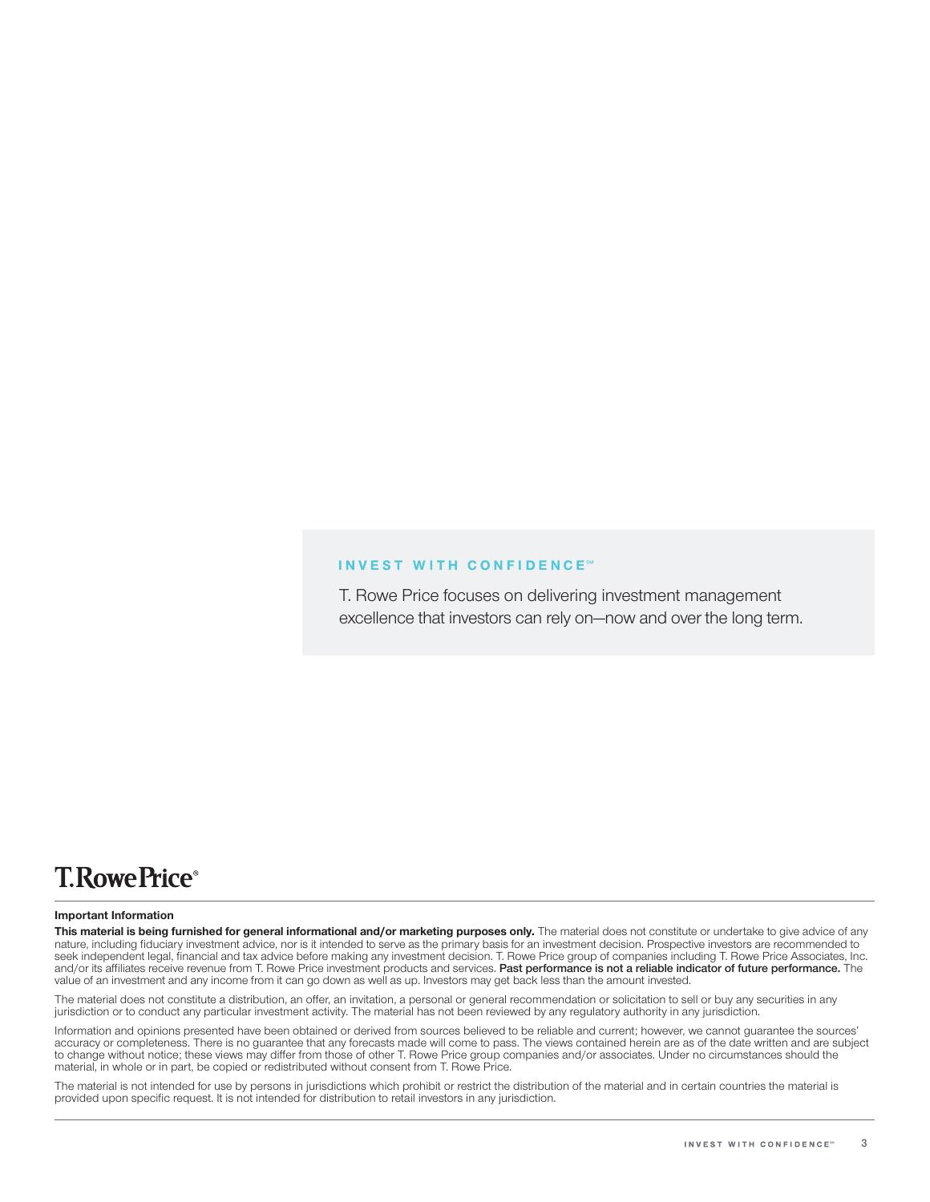**INVEST WITH CONFIDENCE℠**

T. Rowe Price focuses on delivering investment management excellence that investors can rely on—now and over the long term.

T.RowePrice®

**Important Information**

**This material is being furnished for general informational and/or marketing purposes only.** The material does not constitute or undertake to give advice of any nature, including fiduciary investment advice, nor is it intended to serve as the primary basis for an investment decision. Prospective investors are recommended to seek independent legal, financial and tax advice before making any investment decision. T. Rowe Price group of companies including T. Rowe Price Associates, Inc. and/or its affiliates receive revenue from T. Rowe Price investment products and services. **Past performance is not a reliable indicator of future performance.** The value of an investment and any income from it can go down as well as up. Investors may get back less than the amount invested.

The material does not constitute a distribution, an offer, an invitation, a personal or general recommendation or solicitation to sell or buy any securities in any jurisdiction or to conduct any particular investment activity. The material has not been reviewed by any regulatory authority in any jurisdiction.

Information and opinions presented have been obtained or derived from sources believed to be reliable and current; however, we cannot guarantee the sources' accuracy or completeness. There is no guarantee that any forecasts made will come to pass. The views contained herein are as of the date written and are subject to change without notice; these views may differ from those of other T. Rowe Price group companies and/or associates. Under no circumstances should the material, in whole or in part, be copied or redistributed without consent from T. Rowe Price.

The material is not intended for use by persons in jurisdictions which prohibit or restrict the distribution of the material and in certain countries the material is provided upon specific request. It is not intended for distribution to retail investors in any jurisdiction.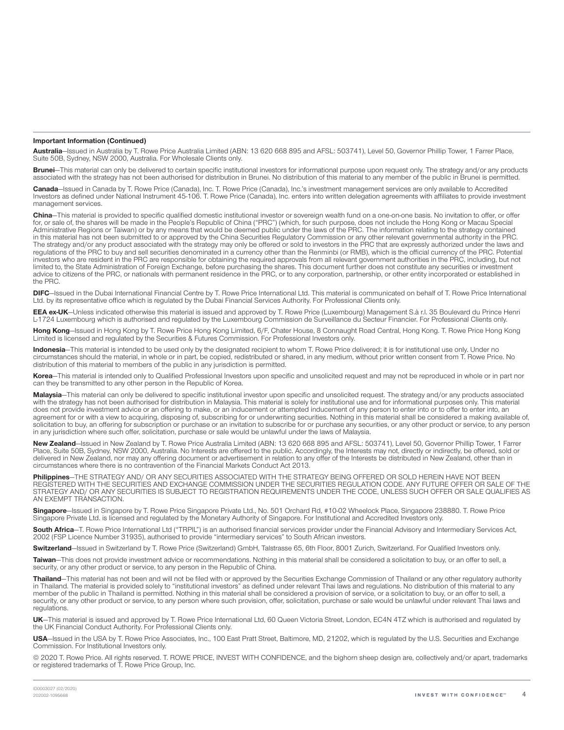**Important Information (Continued)**

**Australia**—Issued in Australia by T. Rowe Price Australia Limited (ABN: 13 620 668 895 and AFSL: 503741), Level 50, Governor Phillip Tower, 1 Farrer Place, Suite 50B, Sydney, NSW 2000, Australia. For Wholesale Clients only.

**Brunei**—This material can only be delivered to certain specific institutional investors for informational purpose upon request only. The strategy and/or any products associated with the strategy has not been authorised for distribution in Brunei. No distribution of this material to any member of the public in Brunei is permitted.

**Canada**—Issued in Canada by T. Rowe Price (Canada), Inc. T. Rowe Price (Canada), Inc.'s investment management services are only available to Accredited Investors as defined under National Instrument 45-106. T. Rowe Price (Canada), Inc. enters into written delegation agreements with affiliates to provide investment management services.

**China**—This material is provided to specific qualified domestic institutional investor or sovereign wealth fund on a one-on-one basis. No invitation to offer, or offer for, or sale of, the shares will be made in the People's Republic of China ("PRC") (which, for such purpose, does not include the Hong Kong or Macau Special Administrative Regions or Taiwan) or by any means that would be deemed public under the laws of the PRC. The information relating to the strategy contained in this material has not been submitted to or approved by the China Securities Regulatory Commission or any other relevant governmental authority in the PRC. The strategy and/or any product associated with the strategy may only be offered or sold to investors in the PRC that are expressly authorized under the laws and regulations of the PRC to buy and sell securities denominated in a currency other than the Renminbi (or RMB), which is the official currency of the PRC. Potential investors who are resident in the PRC are responsible for obtaining the required approvals from all relevant government authorities in the PRC, including, but not limited to, the State Administration of Foreign Exchange, before purchasing the shares. This document further does not constitute any securities or investment advice to citizens of the PRC, or nationals with permanent residence in the PRC, or to any corporation, partnership, or other entity incorporated or established in the PRC.

**DIFC**—Issued in the Dubai International Financial Centre by T. Rowe Price International Ltd. This material is communicated on behalf of T. Rowe Price International Ltd. by its representative office which is regulated by the Dubai Financial Services Authority. For Professional Clients only.

**EEA ex-UK**—Unless indicated otherwise this material is issued and approved by T. Rowe Price (Luxembourg) Management S.à r.l. 35 Boulevard du Prince Henri L-1724 Luxembourg which is authorised and regulated by the Luxembourg Commission de Surveillance du Secteur Financier. For Professional Clients only.

**Hong Kong**—Issued in Hong Kong by T. Rowe Price Hong Kong Limited, 6/F, Chater House, 8 Connaught Road Central, Hong Kong. T. Rowe Price Hong Kong Limited is licensed and regulated by the Securities & Futures Commission. For Professional Investors only.

**Indonesia**—This material is intended to be used only by the designated recipient to whom T. Rowe Price delivered; it is for institutional use only. Under no circumstances should the material, in whole or in part, be copied, redistributed or shared, in any medium, without prior written consent from T. Rowe Price. No distribution of this material to members of the public in any jurisdiction is permitted.

**Korea**—This material is intended only to Qualified Professional Investors upon specific and unsolicited request and may not be reproduced in whole or in part nor can they be transmitted to any other person in the Republic of Korea.

**Malaysia**—This material can only be delivered to specific institutional investor upon specific and unsolicited request. The strategy and/or any products associated with the strategy has not been authorised for distribution in Malaysia. This material is solely for institutional use and for informational purposes only. This material does not provide investment advice or an offering to make, or an inducement or attempted inducement of any person to enter into or to offer to enter into, an agreement for or with a view to acquiring, disposing of, subscribing for or underwriting securities. Nothing in this material shall be considered a making available of, solicitation to buy, an offering for subscription or purchase or an invitation to subscribe for or purchase any securities, or any other product or service, to any person in any jurisdiction where such offer, solicitation, purchase or sale would be unlawful under the laws of Malaysia.

**New Zealand**—Issued in New Zealand by T. Rowe Price Australia Limited (ABN: 13 620 668 895 and AFSL: 503741), Level 50, Governor Phillip Tower, 1 Farrer Place, Suite 50B, Sydney, NSW 2000, Australia. No Interests are offered to the public. Accordingly, the Interests may not, directly or indirectly, be offered, sold or delivered in New Zealand, nor may any offering document or advertisement in relation to any offer of the Interests be distributed in New Zealand, other than in circumstances where there is no contravention of the Financial Markets Conduct Act 2013.

**Philippines**—THE STRATEGY AND/ OR ANY SECURITIES ASSOCIATED WITH THE STRATEGY BEING OFFERED OR SOLD HEREIN HAVE NOT BEEN REGISTERED WITH THE SECURITIES AND EXCHANGE COMMISSION UNDER THE SECURITIES REGULATION CODE. ANY FUTURE OFFER OR SALE OF THE STRATEGY AND/ OR ANY SECURITIES IS SUBJECT TO REGISTRATION REQUIREMENTS UNDER THE CODE, UNLESS SUCH OFFER OR SALE QUALIFIES AS AN EXEMPT TRANSACTION.

**Singapore**—Issued in Singapore by T. Rowe Price Singapore Private Ltd., No. 501 Orchard Rd, #10-02 Wheelock Place, Singapore 238880. T. Rowe Price Singapore Private Ltd. is licensed and regulated by the Monetary Authority of Singapore. For Institutional and Accredited Investors only.

**South Africa**—T. Rowe Price International Ltd ("TRPIL") is an authorised financial services provider under the Financial Advisory and Intermediary Services Act, 2002 (FSP Licence Number 31935), authorised to provide "intermediary services" to South African investors.

**Switzerland**—Issued in Switzerland by T. Rowe Price (Switzerland) GmbH, Talstrasse 65, 6th Floor, 8001 Zurich, Switzerland. For Qualified Investors only.

**Taiwan**—This does not provide investment advice or recommendations. Nothing in this material shall be considered a solicitation to buy, or an offer to sell, a security, or any other product or service, to any person in the Republic of China.

**Thailand**—This material has not been and will not be filed with or approved by the Securities Exchange Commission of Thailand or any other regulatory authority in Thailand. The material is provided solely to "institutional investors" as defined under relevant Thai laws and regulations. No distribution of this material to any member of the public in Thailand is permitted. Nothing in this material shall be considered a provision of service, or a solicitation to buy, or an offer to sell, a security, or any other product or service, to any person where such provision, offer, solicitation, purchase or sale would be unlawful under relevant Thai laws and regulations.

**UK**—This material is issued and approved by T. Rowe Price International Ltd, 60 Queen Victoria Street, London, EC4N 4TZ which is authorised and regulated by the UK Financial Conduct Authority. For Professional Clients only.

**USA**—Issued in the USA by T. Rowe Price Associates, Inc., 100 East Pratt Street, Baltimore, MD, 21202, which is regulated by the U.S. Securities and Exchange Commission. For Institutional Investors only.

© 2020 T. Rowe Price. All rights reserved. T. ROWE PRICE, INVEST WITH CONFIDENCE, and the bighorn sheep design are, collectively and/or apart, trademarks or registered trademarks of T. Rowe Price Group, Inc.

ID0003027 (02/2020)
202002-1095668